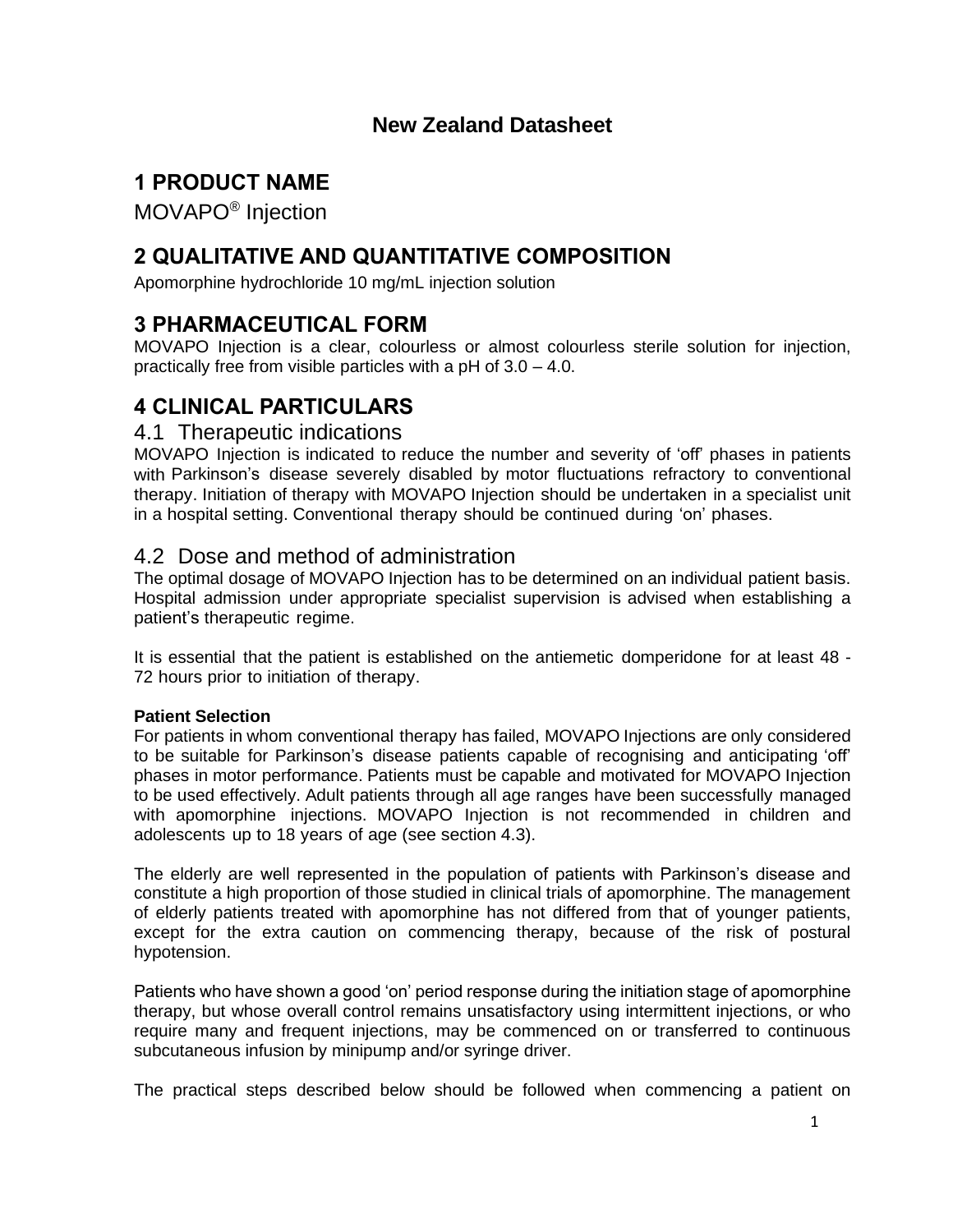# New Zealand Datasheet

## 1 PRODUCT NAME

MOVAPO® Injection

## 2 QUALITATIVE AND QUANTITATIVE COMPOSITION

Apomorphine hydrochloride 10 mg/mL injection solution

## 3 PHARMACEUTICAL FORM

MOVAPO Injection is a clear, colourless or almost colourless sterile solution for injection, practically free from visible particles with a pH of 3.0 – 4.0.

## 4 CLINICAL PARTICULARS

### 4.1 Therapeutic indications

MOVAPO Injection is indicated to reduce the number and severity of 'off' phases in patients with Parkinson's disease severely disabled by motor fluctuations refractory to conventional therapy. Initiation of therapy with MOVAPO Injection should be undertaken in a specialist unit in a hospital setting. Conventional therapy should be continued during 'on' phases.

### 4.2 Dose and method of administration

The optimal dosage of MOVAPO Injection has to be determined on an individual patient basis. Hospital admission under appropriate specialist supervision is advised when establishing a patient's therapeutic regime.

It is essential that the patient is established on the antiemetic domperidone for at least 48 - 72 hours prior to initiation of therapy.

**Patient Selection**

For patients in whom conventional therapy has failed, MOVAPO Injections are only considered to be suitable for Parkinson's disease patients capable of recognising and anticipating 'off' phases in motor performance. Patients must be capable and motivated for MOVAPO Injection to be used effectively. Adult patients through all age ranges have been successfully managed with apomorphine injections. MOVAPO Injection is not recommended in children and adolescents up to 18 years of age (see section 4.3).

The elderly are well represented in the population of patients with Parkinson's disease and constitute a high proportion of those studied in clinical trials of apomorphine. The management of elderly patients treated with apomorphine has not differed from that of younger patients, except for the extra caution on commencing therapy, because of the risk of postural hypotension.

Patients who have shown a good 'on' period response during the initiation stage of apomorphine therapy, but whose overall control remains unsatisfactory using intermittent injections, or who require many and frequent injections, may be commenced on or transferred to continuous subcutaneous infusion by minipump and/or syringe driver.

The practical steps described below should be followed when commencing a patient on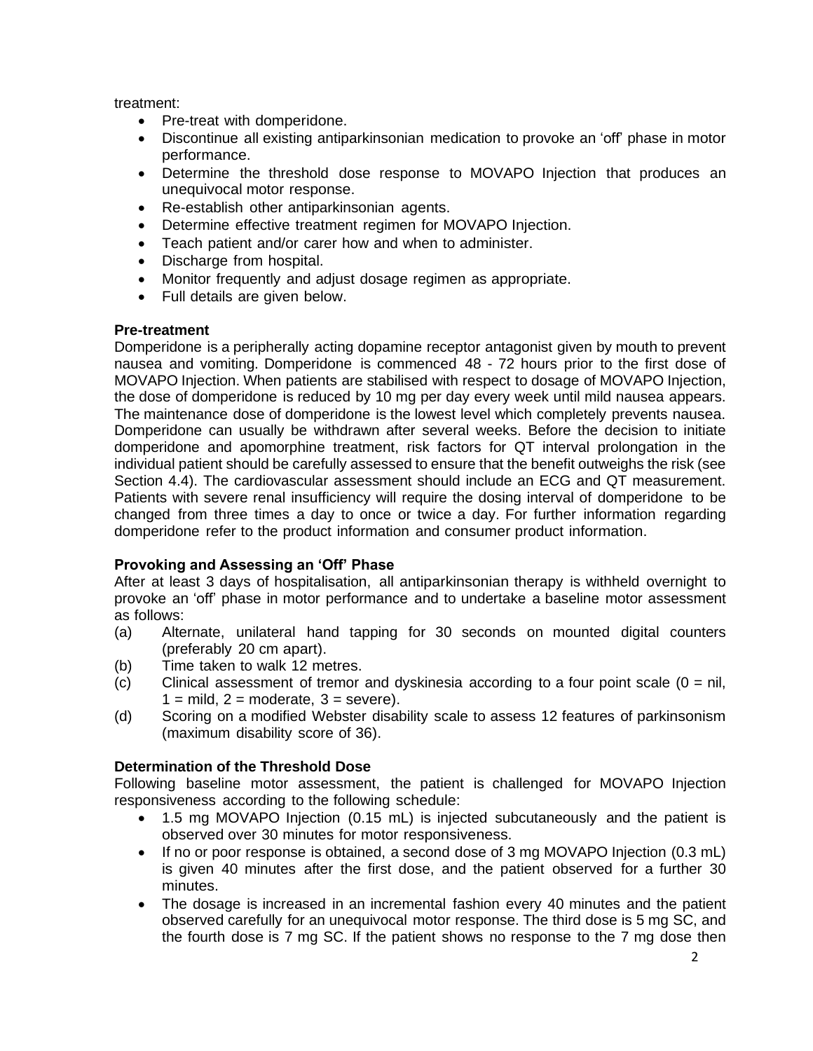treatment:

- Pre-treat with domperidone.
- Discontinue all existing antiparkinsonian medication to provoke an 'off' phase in motor performance.
- Determine the threshold dose response to MOVAPO Injection that produces an unequivocal motor response.
- Re-establish other antiparkinsonian agents.
- Determine effective treatment regimen for MOVAPO Injection.
- Teach patient and/or carer how and when to administer.
- Discharge from hospital.
- Monitor frequently and adjust dosage regimen as appropriate.
- Full details are given below.

**Pre-treatment**

Domperidone is a peripherally acting dopamine receptor antagonist given by mouth to prevent nausea and vomiting. Domperidone is commenced 48 - 72 hours prior to the first dose of MOVAPO Injection. When patients are stabilised with respect to dosage of MOVAPO Injection, the dose of domperidone is reduced by 10 mg per day every week until mild nausea appears. The maintenance dose of domperidone is the lowest level which completely prevents nausea. Domperidone can usually be withdrawn after several weeks. Before the decision to initiate domperidone and apomorphine treatment, risk factors for QT interval prolongation in the individual patient should be carefully assessed to ensure that the benefit outweighs the risk (see Section 4.4). The cardiovascular assessment should include an ECG and QT measurement. Patients with severe renal insufficiency will require the dosing interval of domperidone to be changed from three times a day to once or twice a day. For further information regarding domperidone refer to the product information and consumer product information.

**Provoking and Assessing an 'Off' Phase**

After at least 3 days of hospitalisation, all antiparkinsonian therapy is withheld overnight to provoke an 'off' phase in motor performance and to undertake a baseline motor assessment as follows:

(a) Alternate, unilateral hand tapping for 30 seconds on mounted digital counters (preferably 20 cm apart).

(b) Time taken to walk 12 metres.

(c) Clinical assessment of tremor and dyskinesia according to a four point scale (0 = nil, 1 = mild, 2 = moderate, 3 = severe).

(d) Scoring on a modified Webster disability scale to assess 12 features of parkinsonism (maximum disability score of 36).

**Determination of the Threshold Dose**

Following baseline motor assessment, the patient is challenged for MOVAPO Injection responsiveness according to the following schedule:

- 1.5 mg MOVAPO Injection (0.15 mL) is injected subcutaneously and the patient is observed over 30 minutes for motor responsiveness.
- If no or poor response is obtained, a second dose of 3 mg MOVAPO Injection (0.3 mL) is given 40 minutes after the first dose, and the patient observed for a further 30 minutes.
- The dosage is increased in an incremental fashion every 40 minutes and the patient observed carefully for an unequivocal motor response. The third dose is 5 mg SC, and the fourth dose is 7 mg SC. If the patient shows no response to the 7 mg dose then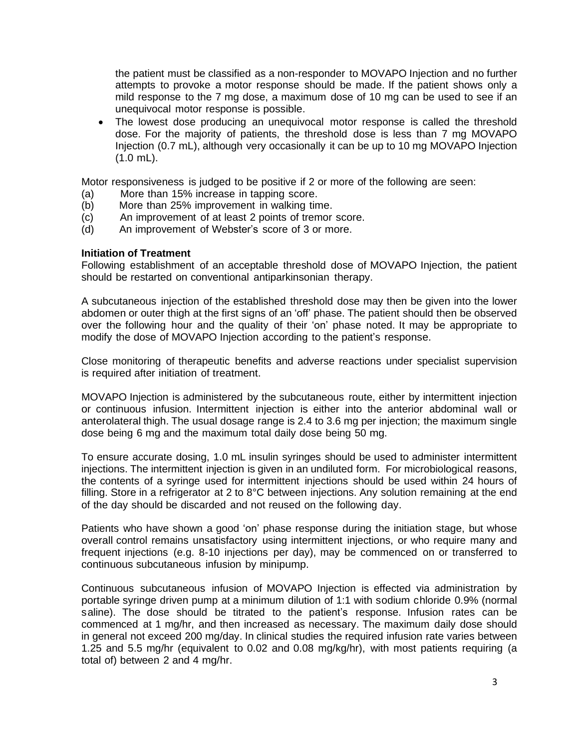the patient must be classified as a non-responder to MOVAPO Injection and no further attempts to provoke a motor response should be made. If the patient shows only a mild response to the 7 mg dose, a maximum dose of 10 mg can be used to see if an unequivocal motor response is possible.

- The lowest dose producing an unequivocal motor response is called the threshold dose. For the majority of patients, the threshold dose is less than 7 mg MOVAPO Injection (0.7 mL), although very occasionally it can be up to 10 mg MOVAPO Injection (1.0 mL).

Motor responsiveness is judged to be positive if 2 or more of the following are seen:

(a) More than 15% increase in tapping score.
(b) More than 25% improvement in walking time.
(c) An improvement of at least 2 points of tremor score.
(d) An improvement of Webster's score of 3 or more.

**Initiation of Treatment**

Following establishment of an acceptable threshold dose of MOVAPO Injection, the patient should be restarted on conventional antiparkinsonian therapy.

A subcutaneous injection of the established threshold dose may then be given into the lower abdomen or outer thigh at the first signs of an 'off' phase. The patient should then be observed over the following hour and the quality of their 'on' phase noted. It may be appropriate to modify the dose of MOVAPO Injection according to the patient's response.

Close monitoring of therapeutic benefits and adverse reactions under specialist supervision is required after initiation of treatment.

MOVAPO Injection is administered by the subcutaneous route, either by intermittent injection or continuous infusion. Intermittent injection is either into the anterior abdominal wall or anterolateral thigh. The usual dosage range is 2.4 to 3.6 mg per injection; the maximum single dose being 6 mg and the maximum total daily dose being 50 mg.

To ensure accurate dosing, 1.0 mL insulin syringes should be used to administer intermittent injections. The intermittent injection is given in an undiluted form. For microbiological reasons, the contents of a syringe used for intermittent injections should be used within 24 hours of filling. Store in a refrigerator at 2 to 8°C between injections. Any solution remaining at the end of the day should be discarded and not reused on the following day.

Patients who have shown a good 'on' phase response during the initiation stage, but whose overall control remains unsatisfactory using intermittent injections, or who require many and frequent injections (e.g. 8-10 injections per day), may be commenced on or transferred to continuous subcutaneous infusion by minipump.

Continuous subcutaneous infusion of MOVAPO Injection is effected via administration by portable syringe driven pump at a minimum dilution of 1:1 with sodium chloride 0.9% (normal saline). The dose should be titrated to the patient's response. Infusion rates can be commenced at 1 mg/hr, and then increased as necessary. The maximum daily dose should in general not exceed 200 mg/day. In clinical studies the required infusion rate varies between 1.25 and 5.5 mg/hr (equivalent to 0.02 and 0.08 mg/kg/hr), with most patients requiring (a total of) between 2 and 4 mg/hr.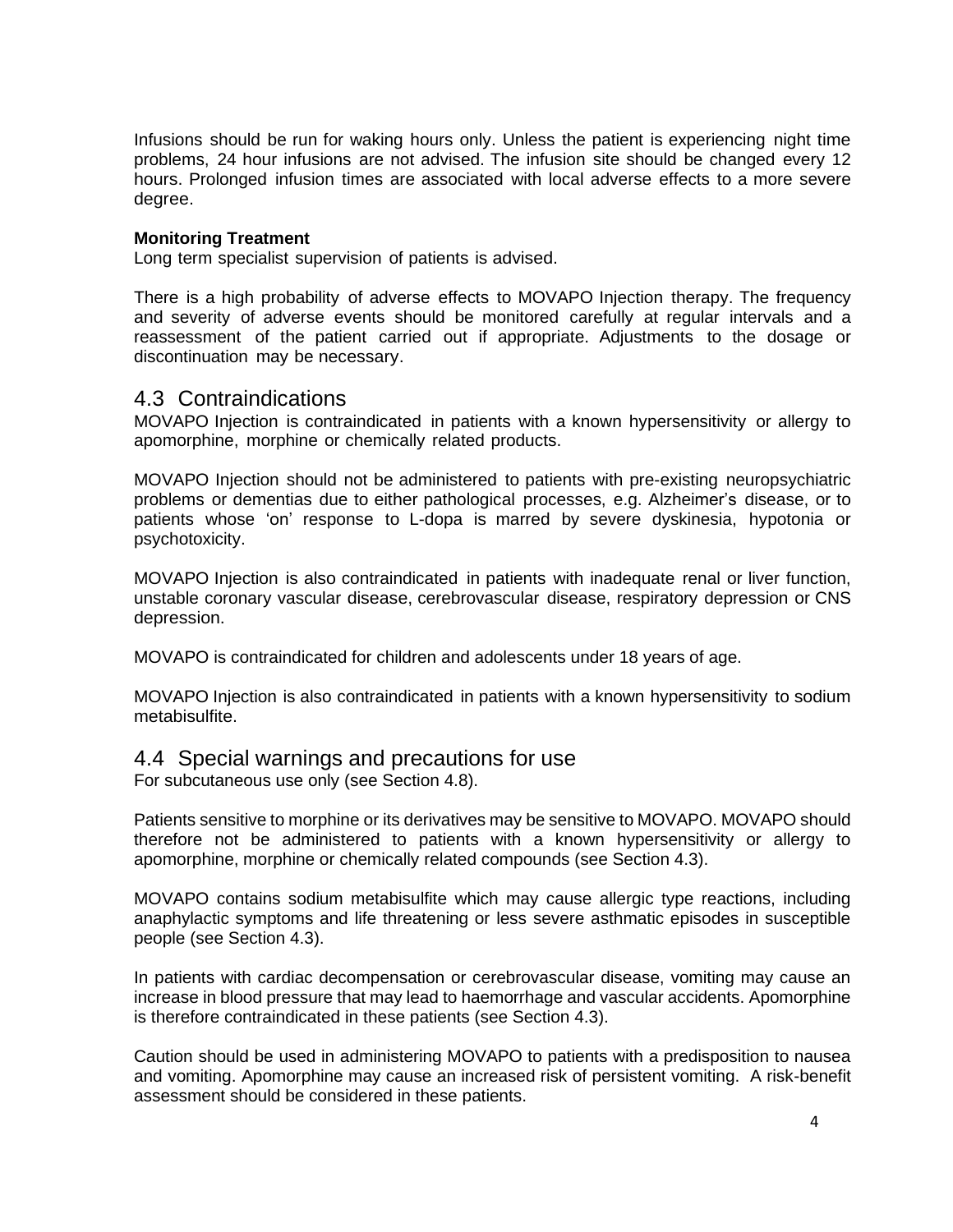Infusions should be run for waking hours only. Unless the patient is experiencing night time problems, 24 hour infusions are not advised. The infusion site should be changed every 12 hours. Prolonged infusion times are associated with local adverse effects to a more severe degree.

**Monitoring Treatment**

Long term specialist supervision of patients is advised.

There is a high probability of adverse effects to MOVAPO Injection therapy. The frequency and severity of adverse events should be monitored carefully at regular intervals and a reassessment of the patient carried out if appropriate. Adjustments to the dosage or discontinuation may be necessary.

## 4.3 Contraindications

MOVAPO Injection is contraindicated in patients with a known hypersensitivity or allergy to apomorphine, morphine or chemically related products.

MOVAPO Injection should not be administered to patients with pre-existing neuropsychiatric problems or dementias due to either pathological processes, e.g. Alzheimer's disease, or to patients whose 'on' response to L-dopa is marred by severe dyskinesia, hypotonia or psychotoxicity.

MOVAPO Injection is also contraindicated in patients with inadequate renal or liver function, unstable coronary vascular disease, cerebrovascular disease, respiratory depression or CNS depression.

MOVAPO is contraindicated for children and adolescents under 18 years of age.

MOVAPO Injection is also contraindicated in patients with a known hypersensitivity to sodium metabisulfite.

## 4.4 Special warnings and precautions for use

For subcutaneous use only (see Section 4.8).

Patients sensitive to morphine or its derivatives may be sensitive to MOVAPO. MOVAPO should therefore not be administered to patients with a known hypersensitivity or allergy to apomorphine, morphine or chemically related compounds (see Section 4.3).

MOVAPO contains sodium metabisulfite which may cause allergic type reactions, including anaphylactic symptoms and life threatening or less severe asthmatic episodes in susceptible people (see Section 4.3).

In patients with cardiac decompensation or cerebrovascular disease, vomiting may cause an increase in blood pressure that may lead to haemorrhage and vascular accidents. Apomorphine is therefore contraindicated in these patients (see Section 4.3).

Caution should be used in administering MOVAPO to patients with a predisposition to nausea and vomiting. Apomorphine may cause an increased risk of persistent vomiting. A risk-benefit assessment should be considered in these patients.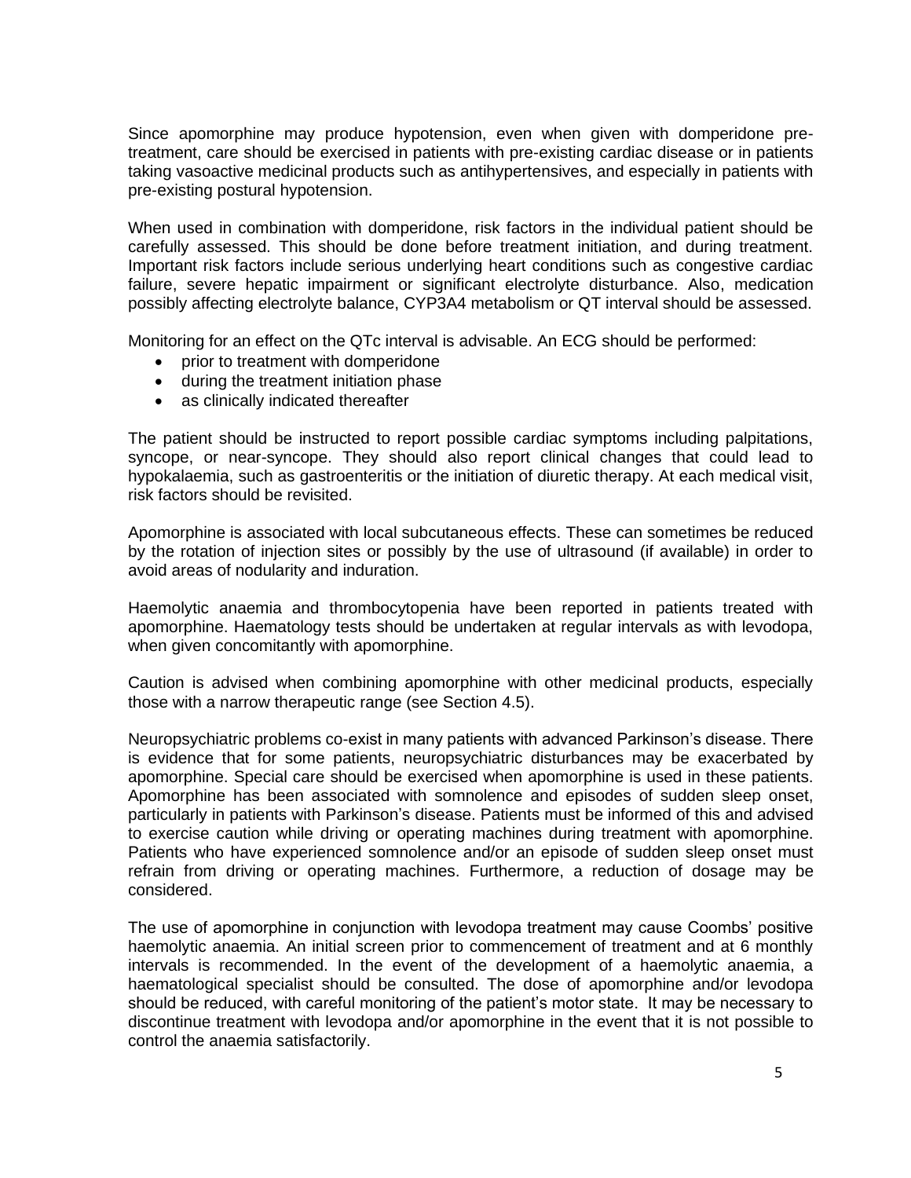Since apomorphine may produce hypotension, even when given with domperidone pre-treatment, care should be exercised in patients with pre-existing cardiac disease or in patients taking vasoactive medicinal products such as antihypertensives, and especially in patients with pre-existing postural hypotension.

When used in combination with domperidone, risk factors in the individual patient should be carefully assessed. This should be done before treatment initiation, and during treatment. Important risk factors include serious underlying heart conditions such as congestive cardiac failure, severe hepatic impairment or significant electrolyte disturbance. Also, medication possibly affecting electrolyte balance, CYP3A4 metabolism or QT interval should be assessed.

Monitoring for an effect on the QTc interval is advisable. An ECG should be performed:

- prior to treatment with domperidone
- during the treatment initiation phase
- as clinically indicated thereafter

The patient should be instructed to report possible cardiac symptoms including palpitations, syncope, or near-syncope. They should also report clinical changes that could lead to hypokalaemia, such as gastroenteritis or the initiation of diuretic therapy. At each medical visit, risk factors should be revisited.

Apomorphine is associated with local subcutaneous effects. These can sometimes be reduced by the rotation of injection sites or possibly by the use of ultrasound (if available) in order to avoid areas of nodularity and induration.

Haemolytic anaemia and thrombocytopenia have been reported in patients treated with apomorphine. Haematology tests should be undertaken at regular intervals as with levodopa, when given concomitantly with apomorphine.

Caution is advised when combining apomorphine with other medicinal products, especially those with a narrow therapeutic range (see Section 4.5).

Neuropsychiatric problems co-exist in many patients with advanced Parkinson's disease. There is evidence that for some patients, neuropsychiatric disturbances may be exacerbated by apomorphine. Special care should be exercised when apomorphine is used in these patients. Apomorphine has been associated with somnolence and episodes of sudden sleep onset, particularly in patients with Parkinson's disease. Patients must be informed of this and advised to exercise caution while driving or operating machines during treatment with apomorphine. Patients who have experienced somnolence and/or an episode of sudden sleep onset must refrain from driving or operating machines. Furthermore, a reduction of dosage may be considered.

The use of apomorphine in conjunction with levodopa treatment may cause Coombs' positive haemolytic anaemia. An initial screen prior to commencement of treatment and at 6 monthly intervals is recommended. In the event of the development of a haemolytic anaemia, a haematological specialist should be consulted. The dose of apomorphine and/or levodopa should be reduced, with careful monitoring of the patient's motor state. It may be necessary to discontinue treatment with levodopa and/or apomorphine in the event that it is not possible to control the anaemia satisfactorily.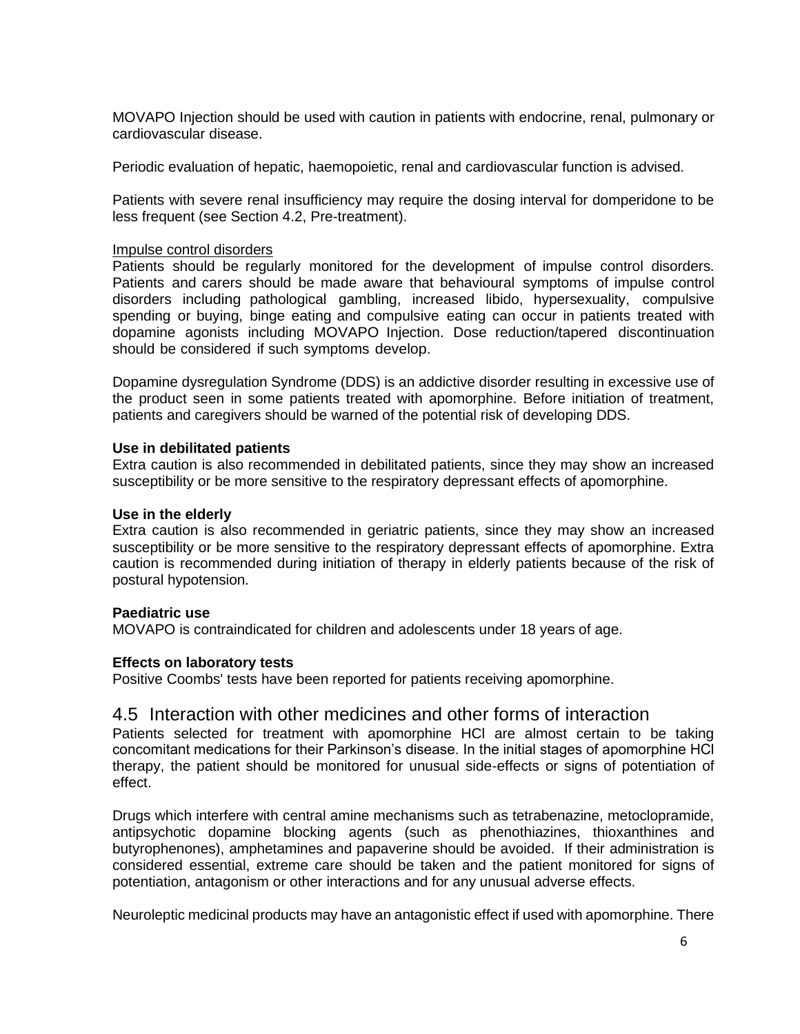MOVAPO Injection should be used with caution in patients with endocrine, renal, pulmonary or cardiovascular disease.

Periodic evaluation of hepatic, haemopoietic, renal and cardiovascular function is advised.

Patients with severe renal insufficiency may require the dosing interval for domperidone to be less frequent (see Section 4.2, Pre-treatment).

Impulse control disorders

Patients should be regularly monitored for the development of impulse control disorders. Patients and carers should be made aware that behavioural symptoms of impulse control disorders including pathological gambling, increased libido, hypersexuality, compulsive spending or buying, binge eating and compulsive eating can occur in patients treated with dopamine agonists including MOVAPO Injection. Dose reduction/tapered discontinuation should be considered if such symptoms develop.

Dopamine dysregulation Syndrome (DDS) is an addictive disorder resulting in excessive use of the product seen in some patients treated with apomorphine. Before initiation of treatment, patients and caregivers should be warned of the potential risk of developing DDS.

**Use in debilitated patients**

Extra caution is also recommended in debilitated patients, since they may show an increased susceptibility or be more sensitive to the respiratory depressant effects of apomorphine.

**Use in the elderly**

Extra caution is also recommended in geriatric patients, since they may show an increased susceptibility or be more sensitive to the respiratory depressant effects of apomorphine. Extra caution is recommended during initiation of therapy in elderly patients because of the risk of postural hypotension.

**Paediatric use**

MOVAPO is contraindicated for children and adolescents under 18 years of age.

**Effects on laboratory tests**

Positive Coombs' tests have been reported for patients receiving apomorphine.

## 4.5 Interaction with other medicines and other forms of interaction

Patients selected for treatment with apomorphine HCl are almost certain to be taking concomitant medications for their Parkinson's disease. In the initial stages of apomorphine HCl therapy, the patient should be monitored for unusual side-effects or signs of potentiation of effect.

Drugs which interfere with central amine mechanisms such as tetrabenazine, metoclopramide, antipsychotic dopamine blocking agents (such as phenothiazines, thioxanthines and butyrophenones), amphetamines and papaverine should be avoided. If their administration is considered essential, extreme care should be taken and the patient monitored for signs of potentiation, antagonism or other interactions and for any unusual adverse effects.

Neuroleptic medicinal products may have an antagonistic effect if used with apomorphine. There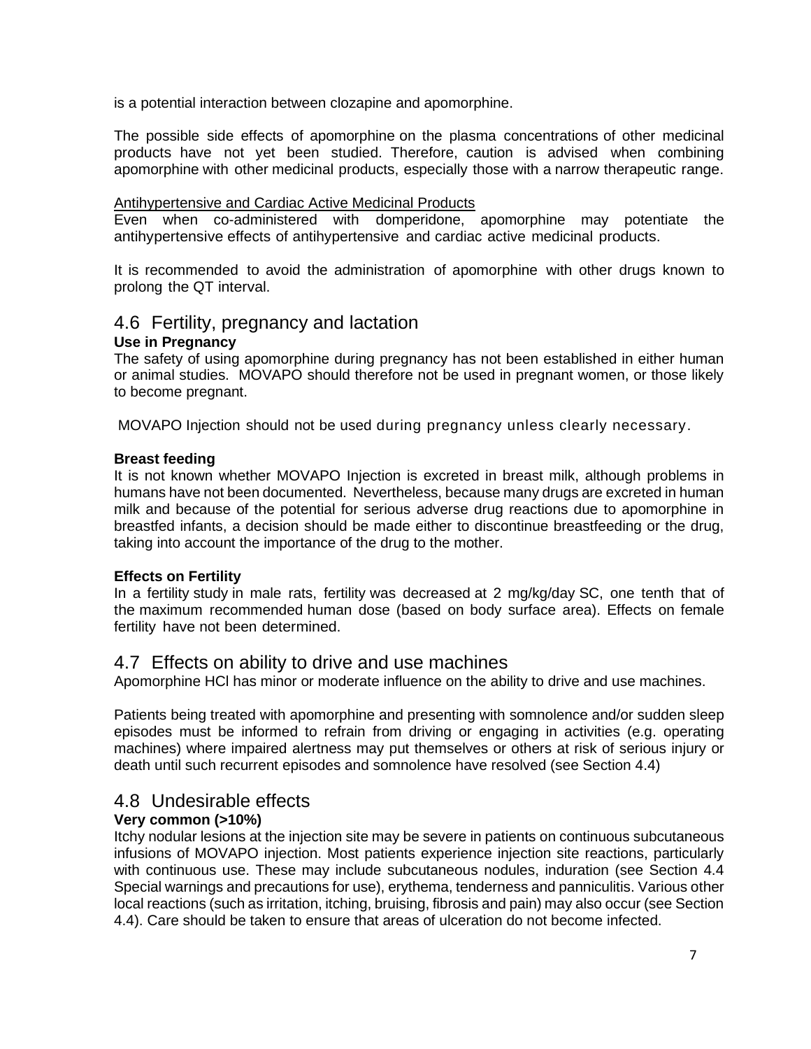is a potential interaction between clozapine and apomorphine.

The possible side effects of apomorphine on the plasma concentrations of other medicinal products have not yet been studied. Therefore, caution is advised when combining apomorphine with other medicinal products, especially those with a narrow therapeutic range.

Antihypertensive and Cardiac Active Medicinal Products

Even when co-administered with domperidone, apomorphine may potentiate the antihypertensive effects of antihypertensive and cardiac active medicinal products.

It is recommended to avoid the administration of apomorphine with other drugs known to prolong the QT interval.

## 4.6 Fertility, pregnancy and lactation

**Use in Pregnancy**

The safety of using apomorphine during pregnancy has not been established in either human or animal studies. MOVAPO should therefore not be used in pregnant women, or those likely to become pregnant.

MOVAPO Injection should not be used during pregnancy unless clearly necessary.

**Breast feeding**

It is not known whether MOVAPO Injection is excreted in breast milk, although problems in humans have not been documented. Nevertheless, because many drugs are excreted in human milk and because of the potential for serious adverse drug reactions due to apomorphine in breastfed infants, a decision should be made either to discontinue breastfeeding or the drug, taking into account the importance of the drug to the mother.

**Effects on Fertility**

In a fertility study in male rats, fertility was decreased at 2 mg/kg/day SC, one tenth that of the maximum recommended human dose (based on body surface area). Effects on female fertility have not been determined.

## 4.7 Effects on ability to drive and use machines

Apomorphine HCl has minor or moderate influence on the ability to drive and use machines.

Patients being treated with apomorphine and presenting with somnolence and/or sudden sleep episodes must be informed to refrain from driving or engaging in activities (e.g. operating machines) where impaired alertness may put themselves or others at risk of serious injury or death until such recurrent episodes and somnolence have resolved (see Section 4.4)

## 4.8 Undesirable effects

**Very common (>10%)**

Itchy nodular lesions at the injection site may be severe in patients on continuous subcutaneous infusions of MOVAPO injection. Most patients experience injection site reactions, particularly with continuous use. These may include subcutaneous nodules, induration (see Section 4.4 Special warnings and precautions for use), erythema, tenderness and panniculitis. Various other local reactions (such as irritation, itching, bruising, fibrosis and pain) may also occur (see Section 4.4). Care should be taken to ensure that areas of ulceration do not become infected.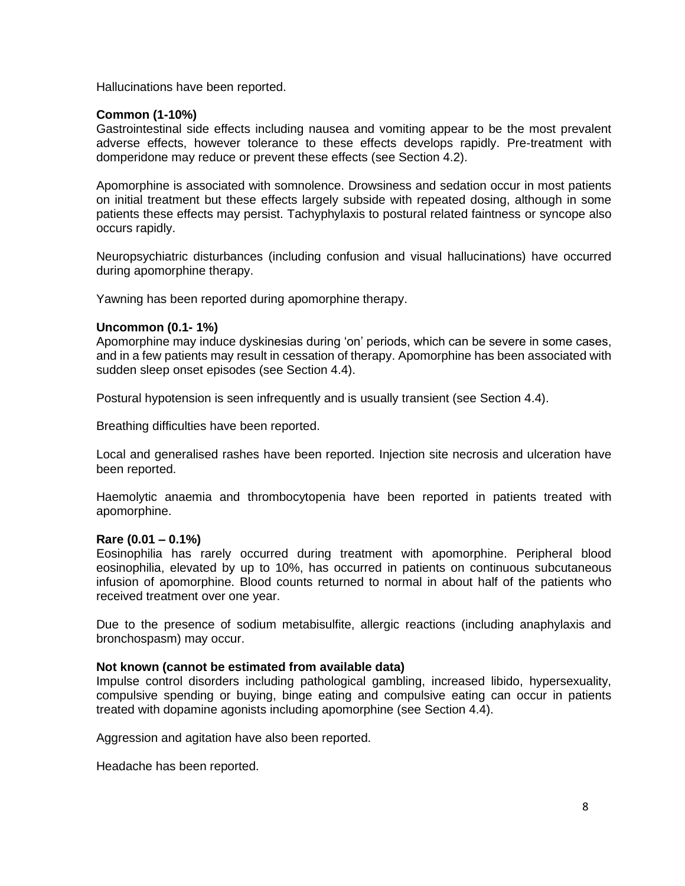Hallucinations have been reported.

**Common (1-10%)**

Gastrointestinal side effects including nausea and vomiting appear to be the most prevalent adverse effects, however tolerance to these effects develops rapidly. Pre-treatment with domperidone may reduce or prevent these effects (see Section 4.2).

Apomorphine is associated with somnolence. Drowsiness and sedation occur in most patients on initial treatment but these effects largely subside with repeated dosing, although in some patients these effects may persist. Tachyphylaxis to postural related faintness or syncope also occurs rapidly.

Neuropsychiatric disturbances (including confusion and visual hallucinations) have occurred during apomorphine therapy.

Yawning has been reported during apomorphine therapy.

**Uncommon (0.1- 1%)**

Apomorphine may induce dyskinesias during 'on' periods, which can be severe in some cases, and in a few patients may result in cessation of therapy. Apomorphine has been associated with sudden sleep onset episodes (see Section 4.4).

Postural hypotension is seen infrequently and is usually transient (see Section 4.4).

Breathing difficulties have been reported.

Local and generalised rashes have been reported. Injection site necrosis and ulceration have been reported.

Haemolytic anaemia and thrombocytopenia have been reported in patients treated with apomorphine.

**Rare (0.01 – 0.1%)**

Eosinophilia has rarely occurred during treatment with apomorphine. Peripheral blood eosinophilia, elevated by up to 10%, has occurred in patients on continuous subcutaneous infusion of apomorphine. Blood counts returned to normal in about half of the patients who received treatment over one year.

Due to the presence of sodium metabisulfite, allergic reactions (including anaphylaxis and bronchospasm) may occur.

**Not known (cannot be estimated from available data)**

Impulse control disorders including pathological gambling, increased libido, hypersexuality, compulsive spending or buying, binge eating and compulsive eating can occur in patients treated with dopamine agonists including apomorphine (see Section 4.4).

Aggression and agitation have also been reported.

Headache has been reported.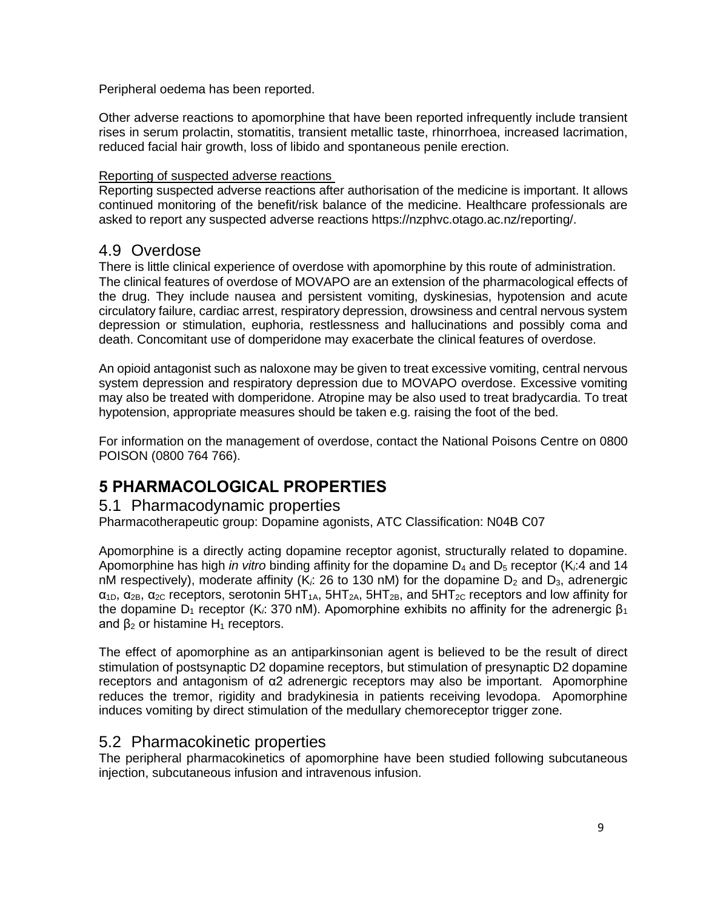Peripheral oedema has been reported.

Other adverse reactions to apomorphine that have been reported infrequently include transient rises in serum prolactin, stomatitis, transient metallic taste, rhinorrhoea, increased lacrimation, reduced facial hair growth, loss of libido and spontaneous penile erection.

Reporting of suspected adverse reactions

Reporting suspected adverse reactions after authorisation of the medicine is important. It allows continued monitoring of the benefit/risk balance of the medicine. Healthcare professionals are asked to report any suspected adverse reactions https://nzphvc.otago.ac.nz/reporting/.

## 4.9 Overdose

There is little clinical experience of overdose with apomorphine by this route of administration. The clinical features of overdose of MOVAPO are an extension of the pharmacological effects of the drug. They include nausea and persistent vomiting, dyskinesias, hypotension and acute circulatory failure, cardiac arrest, respiratory depression, drowsiness and central nervous system depression or stimulation, euphoria, restlessness and hallucinations and possibly coma and death. Concomitant use of domperidone may exacerbate the clinical features of overdose.

An opioid antagonist such as naloxone may be given to treat excessive vomiting, central nervous system depression and respiratory depression due to MOVAPO overdose. Excessive vomiting may also be treated with domperidone. Atropine may be also used to treat bradycardia. To treat hypotension, appropriate measures should be taken e.g. raising the foot of the bed.

For information on the management of overdose, contact the National Poisons Centre on 0800 POISON (0800 764 766).

# 5 PHARMACOLOGICAL PROPERTIES

## 5.1 Pharmacodynamic properties

Pharmacotherapeutic group: Dopamine agonists, ATC Classification: N04B C07

Apomorphine is a directly acting dopamine receptor agonist, structurally related to dopamine. Apomorphine has high *in vitro* binding affinity for the dopamine $D_4$ and $D_5$ receptor ($K_i$:4 and 14 nM respectively), moderate affinity ($K_i$: 26 to 130 nM) for the dopamine $D_2$ and $D_3$, adrenergic $\alpha_{1D}$, $\alpha_{2B}$, $\alpha_{2C}$ receptors, serotonin $5HT_{1A}$, $5HT_{2A}$, $5HT_{2B}$, and $5HT_{2C}$ receptors and low affinity for the dopamine $D_1$ receptor ($K_i$: 370 nM). Apomorphine exhibits no affinity for the adrenergic $\beta_1$ and $\beta_2$ or histamine $H_1$ receptors.

The effect of apomorphine as an antiparkinsonian agent is believed to be the result of direct stimulation of postsynaptic D2 dopamine receptors, but stimulation of presynaptic D2 dopamine receptors and antagonism of α2 adrenergic receptors may also be important. Apomorphine reduces the tremor, rigidity and bradykinesia in patients receiving levodopa. Apomorphine induces vomiting by direct stimulation of the medullary chemoreceptor trigger zone.

## 5.2 Pharmacokinetic properties

The peripheral pharmacokinetics of apomorphine have been studied following subcutaneous injection, subcutaneous infusion and intravenous infusion.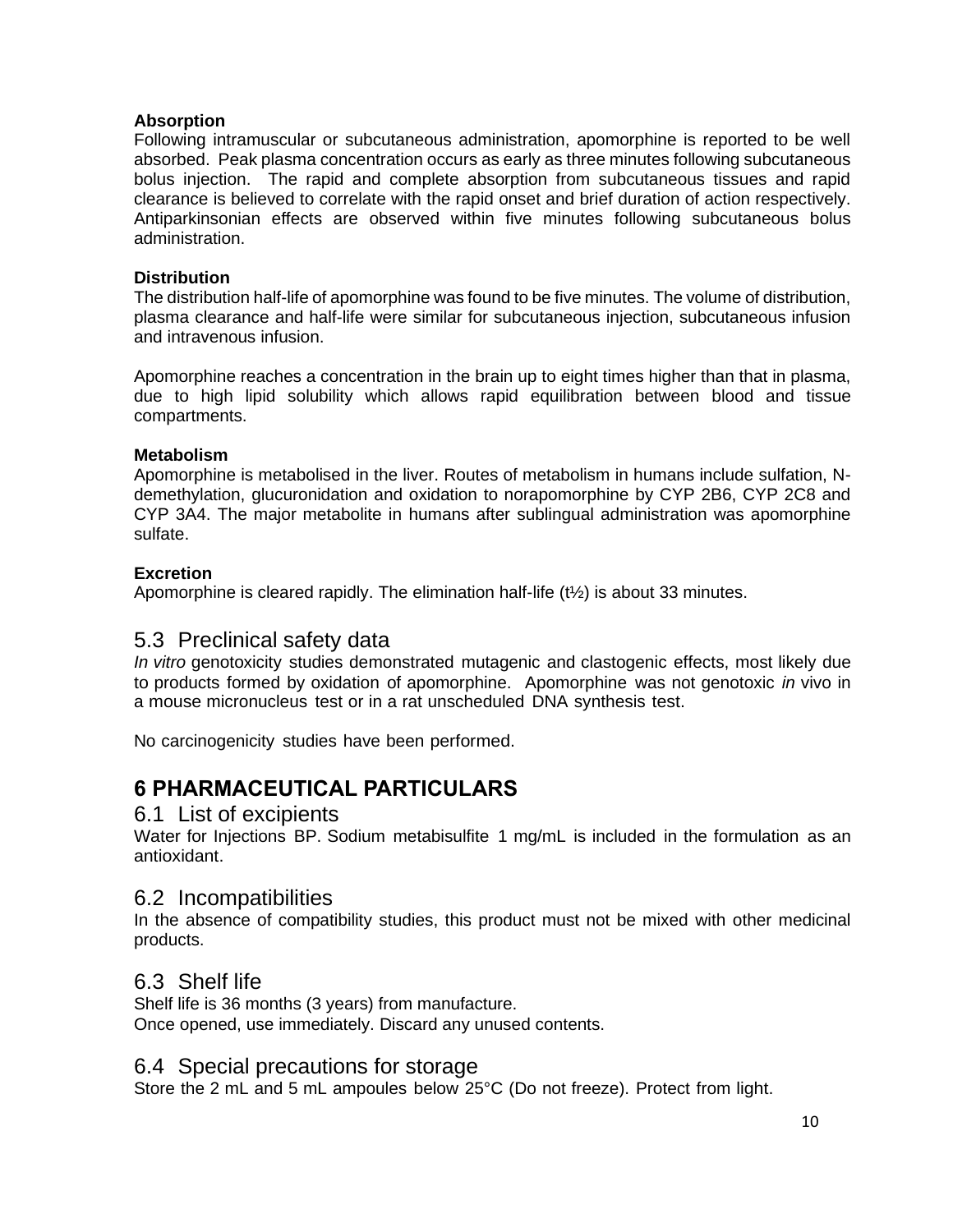**Absorption**
Following intramuscular or subcutaneous administration, apomorphine is reported to be well absorbed. Peak plasma concentration occurs as early as three minutes following subcutaneous bolus injection. The rapid and complete absorption from subcutaneous tissues and rapid clearance is believed to correlate with the rapid onset and brief duration of action respectively. Antiparkinsonian effects are observed within five minutes following subcutaneous bolus administration.

**Distribution**
The distribution half-life of apomorphine was found to be five minutes. The volume of distribution, plasma clearance and half-life were similar for subcutaneous injection, subcutaneous infusion and intravenous infusion.

Apomorphine reaches a concentration in the brain up to eight times higher than that in plasma, due to high lipid solubility which allows rapid equilibration between blood and tissue compartments.

**Metabolism**
Apomorphine is metabolised in the liver. Routes of metabolism in humans include sulfation, N-demethylation, glucuronidation and oxidation to norapomorphine by CYP 2B6, CYP 2C8 and CYP 3A4. The major metabolite in humans after sublingual administration was apomorphine sulfate.

**Excretion**
Apomorphine is cleared rapidly. The elimination half-life ($t_{½}$) is about 33 minutes.

## 5.3 Preclinical safety data

*In vitro* genotoxicity studies demonstrated mutagenic and clastogenic effects, most likely due to products formed by oxidation of apomorphine. Apomorphine was not genotoxic *in* vivo in a mouse micronucleus test or in a rat unscheduled DNA synthesis test.

No carcinogenicity studies have been performed.

# 6 PHARMACEUTICAL PARTICULARS

## 6.1 List of excipients

Water for Injections BP. Sodium metabisulfite 1 mg/mL is included in the formulation as an antioxidant.

## 6.2 Incompatibilities

In the absence of compatibility studies, this product must not be mixed with other medicinal products.

## 6.3 Shelf life

Shelf life is 36 months (3 years) from manufacture.
Once opened, use immediately. Discard any unused contents.

## 6.4 Special precautions for storage

Store the 2 mL and 5 mL ampoules below 25°C (Do not freeze). Protect from light.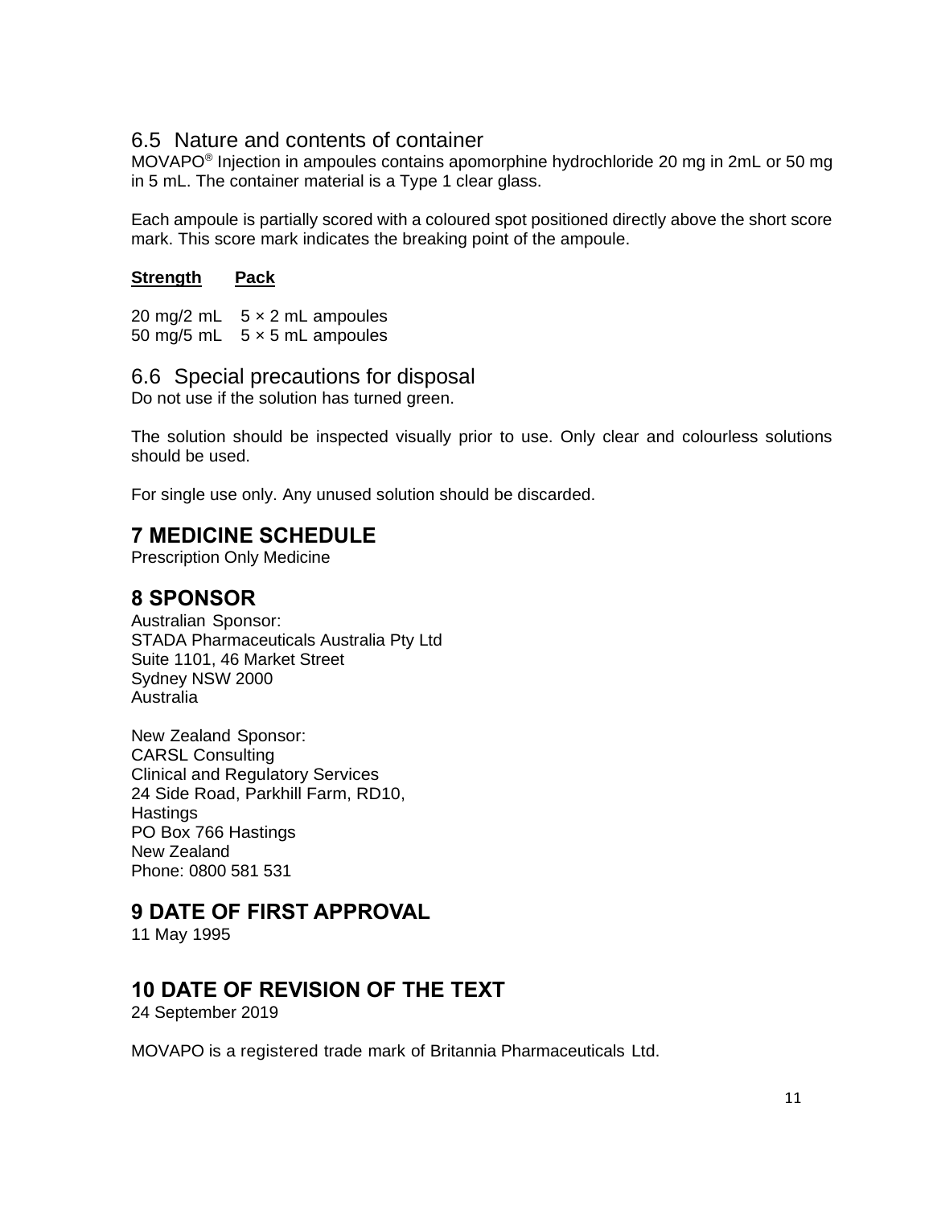### 6.5 Nature and contents of container

MOVAPO® Injection in ampoules contains apomorphine hydrochloride 20 mg in 2mL or 50 mg in 5 mL. The container material is a Type 1 clear glass.

Each ampoule is partially scored with a coloured spot positioned directly above the short score mark. This score mark indicates the breaking point of the ampoule.

| **Strength** | **Pack** |
|---|---|
| 20 mg/2 mL | 5 × 2 mL ampoules |
| 50 mg/5 mL | 5 × 5 mL ampoules |

### 6.6 Special precautions for disposal

Do not use if the solution has turned green.

The solution should be inspected visually prior to use. Only clear and colourless solutions should be used.

For single use only. Any unused solution should be discarded.

## 7 MEDICINE SCHEDULE

Prescription Only Medicine

## 8 SPONSOR

Australian Sponsor:
STADA Pharmaceuticals Australia Pty Ltd
Suite 1101, 46 Market Street
Sydney NSW 2000
Australia

New Zealand Sponsor:
CARSL Consulting
Clinical and Regulatory Services
24 Side Road, Parkhill Farm, RD10,
Hastings
PO Box 766 Hastings
New Zealand
Phone: 0800 581 531

## 9 DATE OF FIRST APPROVAL

11 May 1995

## 10 DATE OF REVISION OF THE TEXT

24 September 2019

MOVAPO is a registered trade mark of Britannia Pharmaceuticals Ltd.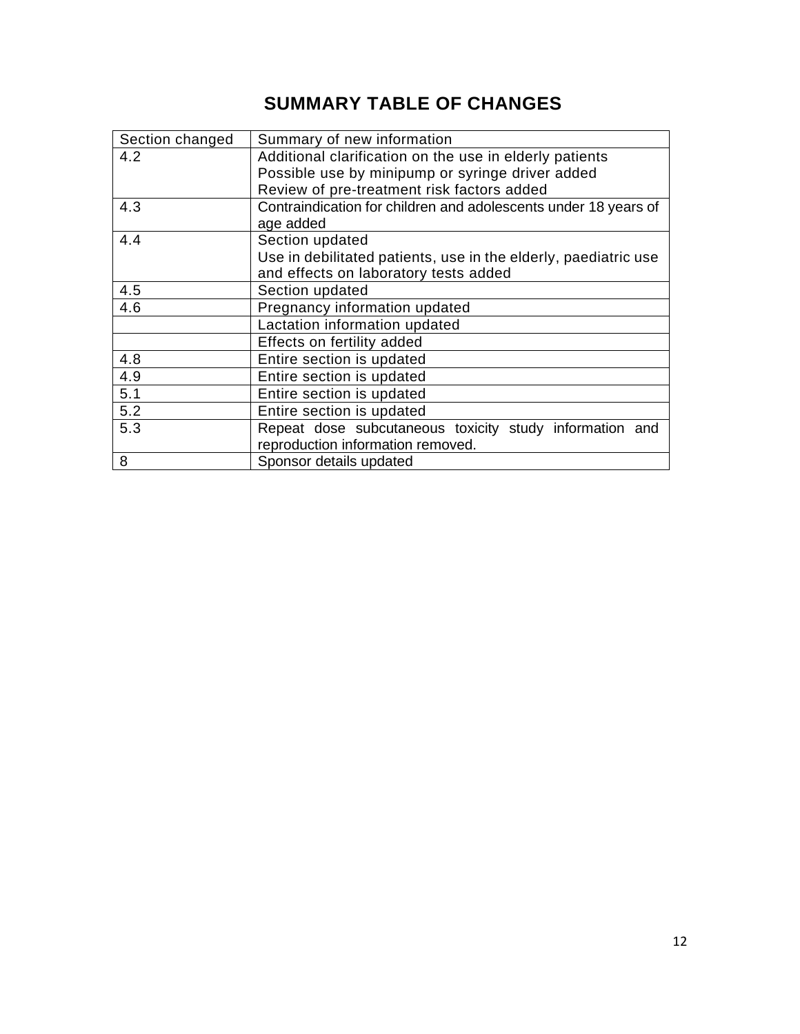# SUMMARY TABLE OF CHANGES

| Section changed | Summary of new information |
|---|---|
| 4.2 | Additional clarification on the use in elderly patients<br>Possible use by minipump or syringe driver added<br>Review of pre-treatment risk factors added |
| 4.3 | Contraindication for children and adolescents under 18 years of age added |
| 4.4 | Section updated<br>Use in debilitated patients, use in the elderly, paediatric use and effects on laboratory tests added |
| 4.5 | Section updated |
| 4.6 | Pregnancy information updated |
| | Lactation information updated |
| | Effects on fertility added |
| 4.8 | Entire section is updated |
| 4.9 | Entire section is updated |
| 5.1 | Entire section is updated |
| 5.2 | Entire section is updated |
| 5.3 | Repeat dose subcutaneous toxicity study information and reproduction information removed. |
| 8 | Sponsor details updated |